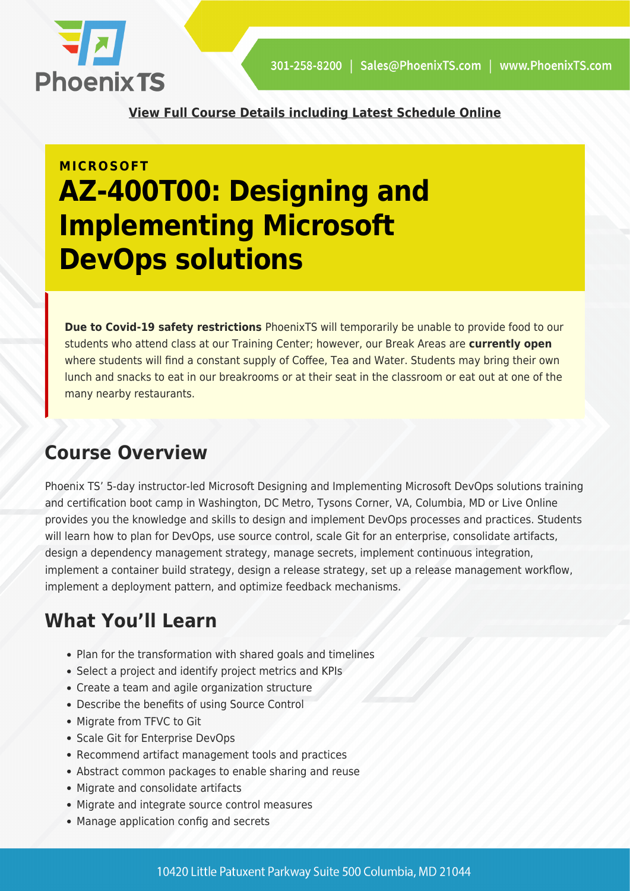View Full Course Details including Latest Schedule Online

**MICROSOFT**

# AZ-400T00: Designing and Implementing Microsoft DevOps solutions

**Due to Covid-19 safety restrictions** PhoenixTS will temporarily be unable to provide food to our students who attend class at our Training Center; however, our Break Areas are **currently open** where students will find a constant supply of Coffee, Tea and Water. Students may bring their own lunch and snacks to eat in our breakrooms or at their seat in the classroom or eat out at one of the many nearby restaurants.

## Course Overview

Phoenix TS' 5-day instructor-led Microsoft Designing and Implementing Microsoft DevOps solutions training and certification boot camp in Washington, DC Metro, Tysons Corner, VA, Columbia, MD or Live Online provides you the knowledge and skills to design and implement DevOps processes and practices. Students will learn how to plan for DevOps, use source control, scale Git for an enterprise, consolidate artifacts, design a dependency management strategy, manage secrets, implement continuous integration, implement a container build strategy, design a release strategy, set up a release management workflow, implement a deployment pattern, and optimize feedback mechanisms.

## What You'll Learn

- Plan for the transformation with shared goals and timelines
- Select a project and identify project metrics and KPIs
- Create a team and agile organization structure
- Describe the benefits of using Source Control
- Migrate from TFVC to Git
- Scale Git for Enterprise DevOps
- Recommend artifact management tools and practices
- Abstract common packages to enable sharing and reuse
- Migrate and consolidate artifacts
- Migrate and integrate source control measures
- Manage application config and secrets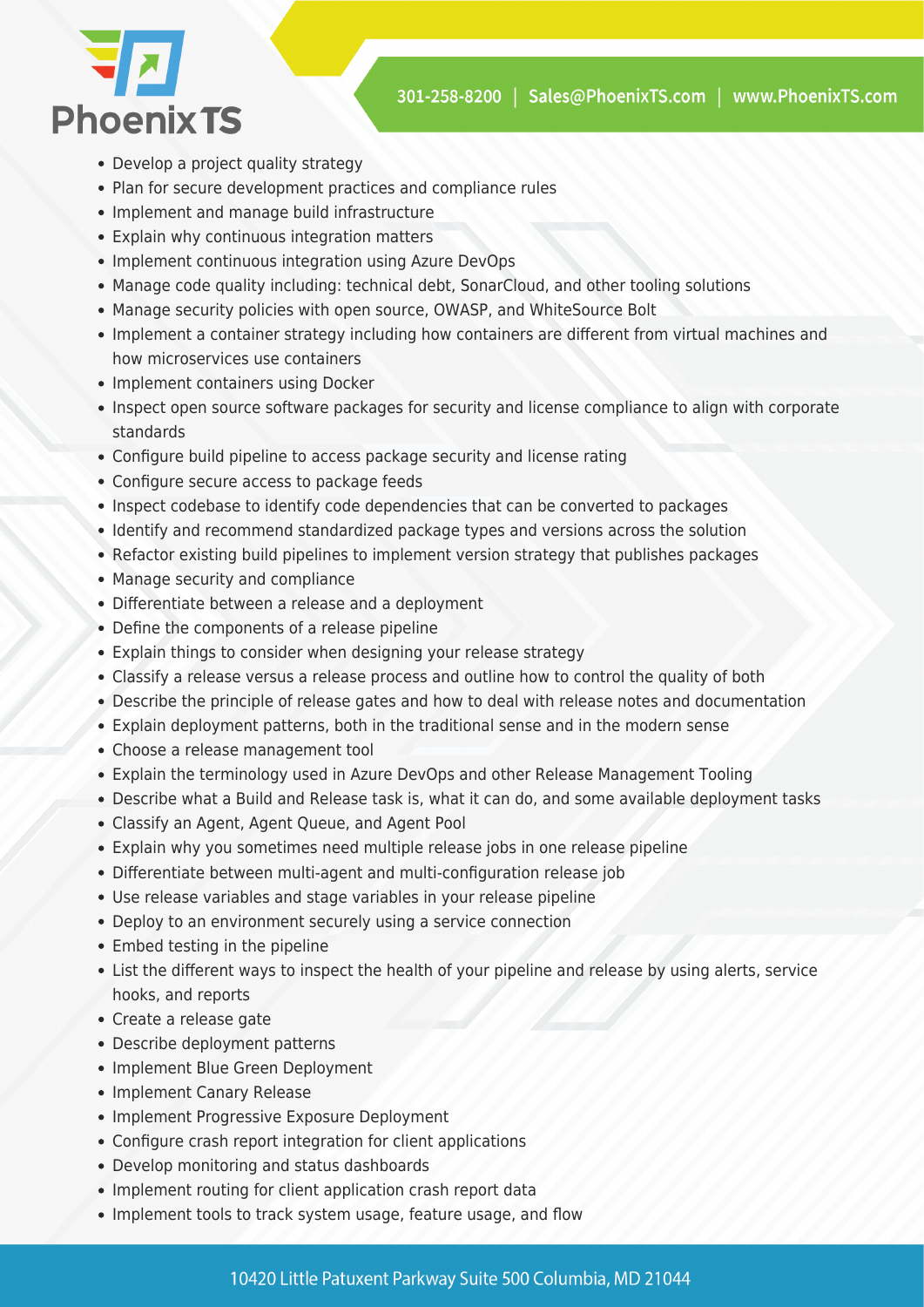- Develop a project quality strategy
- Plan for secure development practices and compliance rules
- Implement and manage build infrastructure
- Explain why continuous integration matters
- Implement continuous integration using Azure DevOps
- Manage code quality including: technical debt, SonarCloud, and other tooling solutions
- Manage security policies with open source, OWASP, and WhiteSource Bolt
- Implement a container strategy including how containers are different from virtual machines and how microservices use containers
- Implement containers using Docker
- Inspect open source software packages for security and license compliance to align with corporate standards
- Configure build pipeline to access package security and license rating
- Configure secure access to package feeds
- Inspect codebase to identify code dependencies that can be converted to packages
- Identify and recommend standardized package types and versions across the solution
- Refactor existing build pipelines to implement version strategy that publishes packages
- Manage security and compliance
- Differentiate between a release and a deployment
- Define the components of a release pipeline
- Explain things to consider when designing your release strategy
- Classify a release versus a release process and outline how to control the quality of both
- Describe the principle of release gates and how to deal with release notes and documentation
- Explain deployment patterns, both in the traditional sense and in the modern sense
- Choose a release management tool
- Explain the terminology used in Azure DevOps and other Release Management Tooling
- Describe what a Build and Release task is, what it can do, and some available deployment tasks
- Classify an Agent, Agent Queue, and Agent Pool
- Explain why you sometimes need multiple release jobs in one release pipeline
- Differentiate between multi-agent and multi-configuration release job
- Use release variables and stage variables in your release pipeline
- Deploy to an environment securely using a service connection
- Embed testing in the pipeline
- List the different ways to inspect the health of your pipeline and release by using alerts, service hooks, and reports
- Create a release gate
- Describe deployment patterns
- Implement Blue Green Deployment
- Implement Canary Release
- Implement Progressive Exposure Deployment
- Configure crash report integration for client applications
- Develop monitoring and status dashboards
- Implement routing for client application crash report data
- Implement tools to track system usage, feature usage, and flow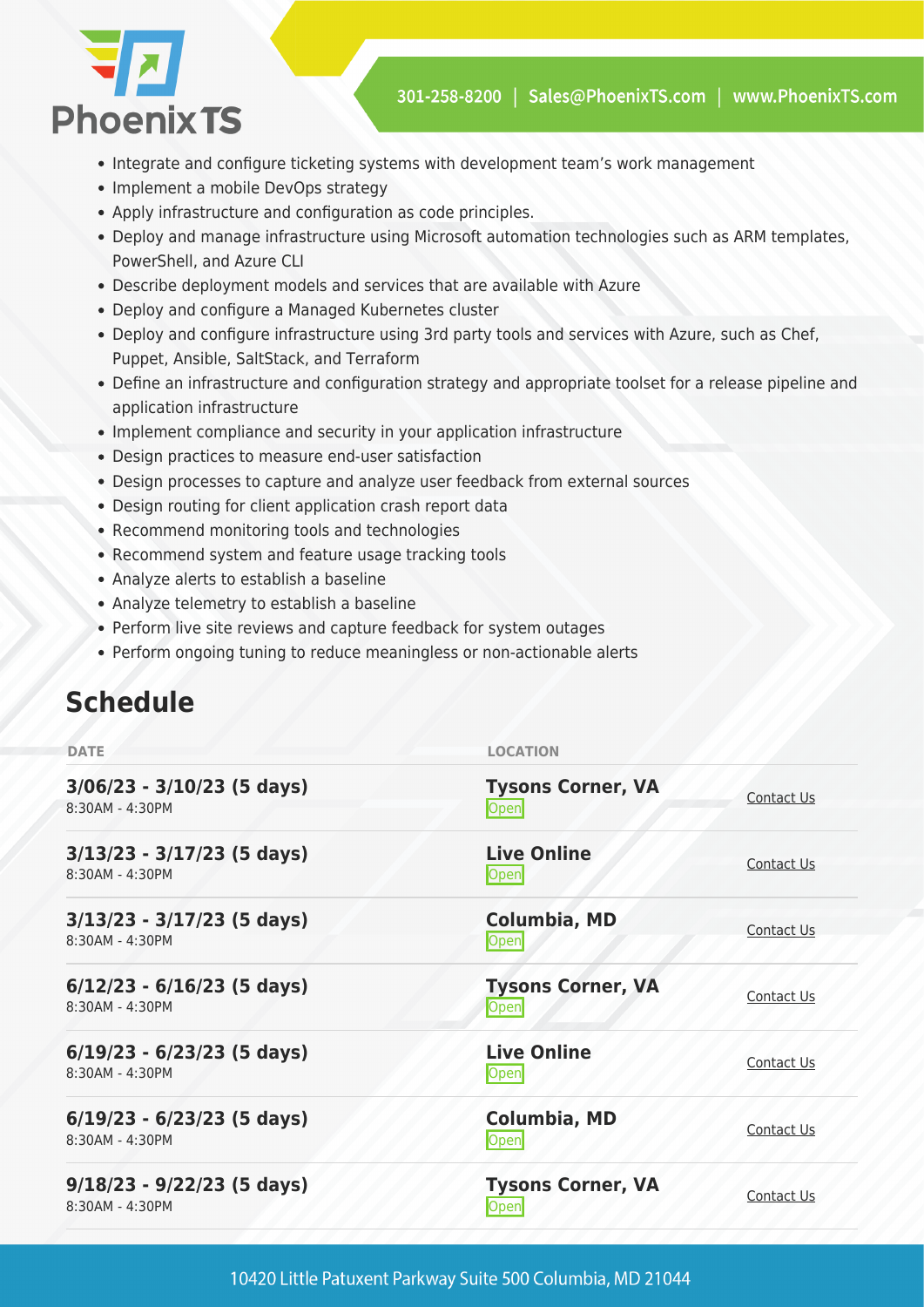- Integrate and configure ticketing systems with development team's work management
- Implement a mobile DevOps strategy
- Apply infrastructure and configuration as code principles.
- Deploy and manage infrastructure using Microsoft automation technologies such as ARM templates, PowerShell, and Azure CLI
- Describe deployment models and services that are available with Azure
- Deploy and configure a Managed Kubernetes cluster
- Deploy and configure infrastructure using 3rd party tools and services with Azure, such as Chef, Puppet, Ansible, SaltStack, and Terraform
- Define an infrastructure and configuration strategy and appropriate toolset for a release pipeline and application infrastructure
- Implement compliance and security in your application infrastructure
- Design practices to measure end-user satisfaction
- Design processes to capture and analyze user feedback from external sources
- Design routing for client application crash report data
- Recommend monitoring tools and technologies
- Recommend system and feature usage tracking tools
- Analyze alerts to establish a baseline
- Analyze telemetry to establish a baseline
- Perform live site reviews and capture feedback for system outages
- Perform ongoing tuning to reduce meaningless or non-actionable alerts

## Schedule

| DATE | LOCATION | |
|---|---|---|
| **3/06/23 - 3/10/23 (5 days)**<br>8:30AM - 4:30PM | **Tysons Corner, VA**<br>Open | Contact Us |
| **3/13/23 - 3/17/23 (5 days)**<br>8:30AM - 4:30PM | **Live Online**<br>Open | Contact Us |
| **3/13/23 - 3/17/23 (5 days)**<br>8:30AM - 4:30PM | **Columbia, MD**<br>Open | Contact Us |
| **6/12/23 - 6/16/23 (5 days)**<br>8:30AM - 4:30PM | **Tysons Corner, VA**<br>Open | Contact Us |
| **6/19/23 - 6/23/23 (5 days)**<br>8:30AM - 4:30PM | **Live Online**<br>Open | Contact Us |
| **6/19/23 - 6/23/23 (5 days)**<br>8:30AM - 4:30PM | **Columbia, MD**<br>Open | Contact Us |
| **9/18/23 - 9/22/23 (5 days)**<br>8:30AM - 4:30PM | **Tysons Corner, VA**<br>Open | Contact Us |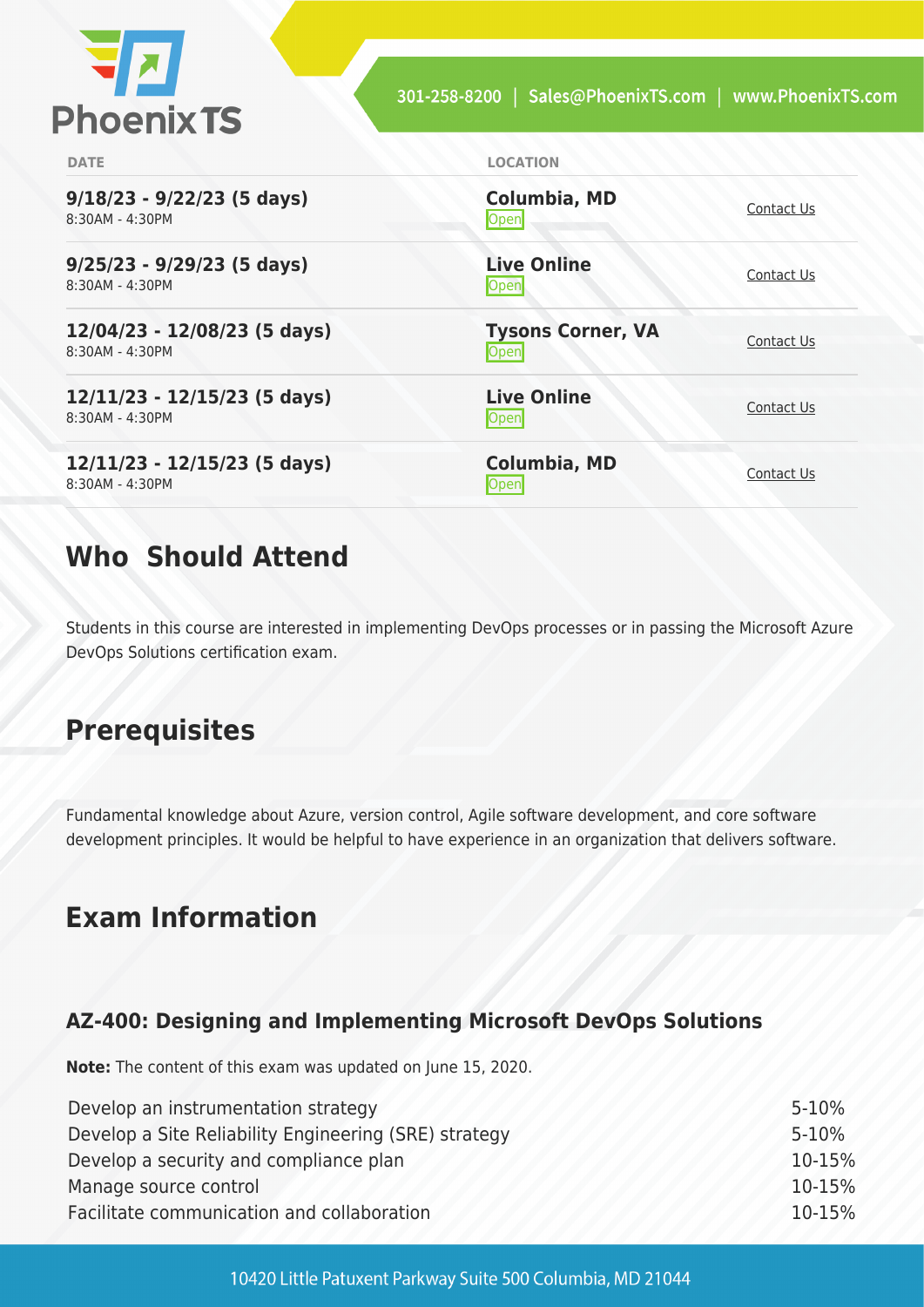| DATE | LOCATION | |
| --- | --- | --- |
| **9/18/23 - 9/22/23 (5 days)**<br>8:30AM - 4:30PM | **Columbia, MD**<br>Open | Contact Us |
| **9/25/23 - 9/29/23 (5 days)**<br>8:30AM - 4:30PM | **Live Online**<br>Open | Contact Us |
| **12/04/23 - 12/08/23 (5 days)**<br>8:30AM - 4:30PM | **Tysons Corner, VA**<br>Open | Contact Us |
| **12/11/23 - 12/15/23 (5 days)**<br>8:30AM - 4:30PM | **Live Online**<br>Open | Contact Us |
| **12/11/23 - 12/15/23 (5 days)**<br>8:30AM - 4:30PM | **Columbia, MD**<br>Open | Contact Us |

## Who Should Attend

Students in this course are interested in implementing DevOps processes or in passing the Microsoft Azure DevOps Solutions certification exam.

## Prerequisites

Fundamental knowledge about Azure, version control, Agile software development, and core software development principles. It would be helpful to have experience in an organization that delivers software.

## Exam Information

### AZ-400: Designing and Implementing Microsoft DevOps Solutions

**Note:** The content of this exam was updated on June 15, 2020.

| | |
| --- | --- |
| Develop an instrumentation strategy | 5-10% |
| Develop a Site Reliability Engineering (SRE) strategy | 5-10% |
| Develop a security and compliance plan | 10-15% |
| Manage source control | 10-15% |
| Facilitate communication and collaboration | 10-15% |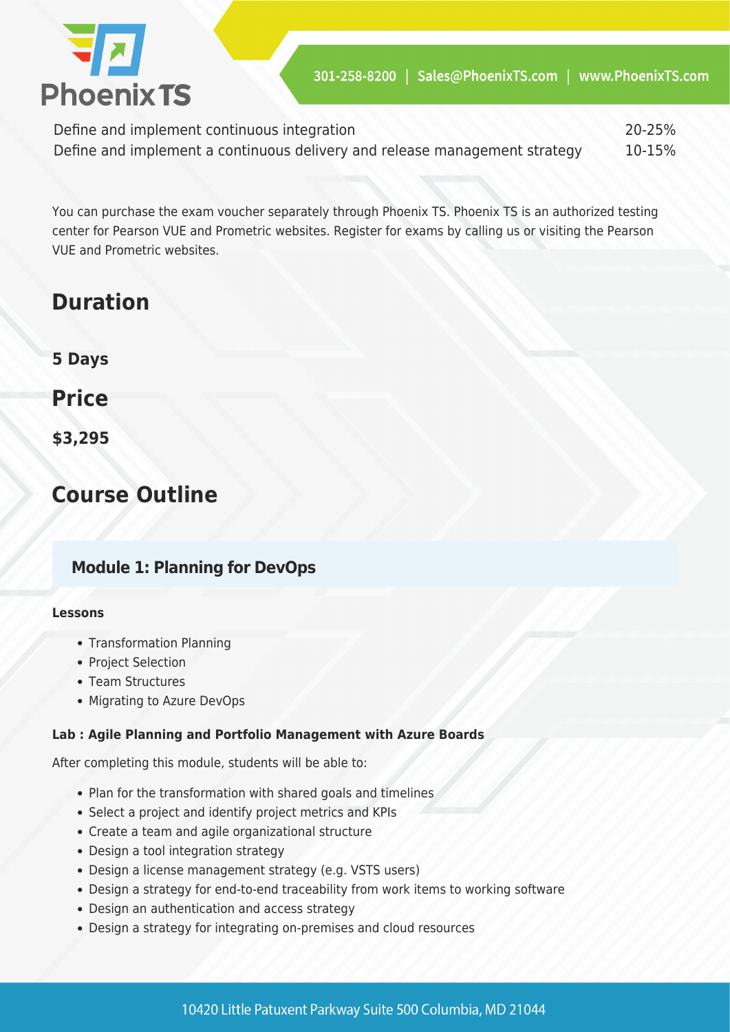| | |
|---|---|
| Define and implement continuous integration | 20-25% |
| Define and implement a continuous delivery and release management strategy | 10-15% |

You can purchase the exam voucher separately through Phoenix TS. Phoenix TS is an authorized testing center for Pearson VUE and Prometric websites. Register for exams by calling us or visiting the Pearson VUE and Prometric websites.

## Duration

**5 Days**

## Price

**$3,295**

## Course Outline

### Module 1: Planning for DevOps

**Lessons**

- Transformation Planning
- Project Selection
- Team Structures
- Migrating to Azure DevOps

**Lab : Agile Planning and Portfolio Management with Azure Boards**

After completing this module, students will be able to:

- Plan for the transformation with shared goals and timelines
- Select a project and identify project metrics and KPIs
- Create a team and agile organizational structure
- Design a tool integration strategy
- Design a license management strategy (e.g. VSTS users)
- Design a strategy for end-to-end traceability from work items to working software
- Design an authentication and access strategy
- Design a strategy for integrating on-premises and cloud resources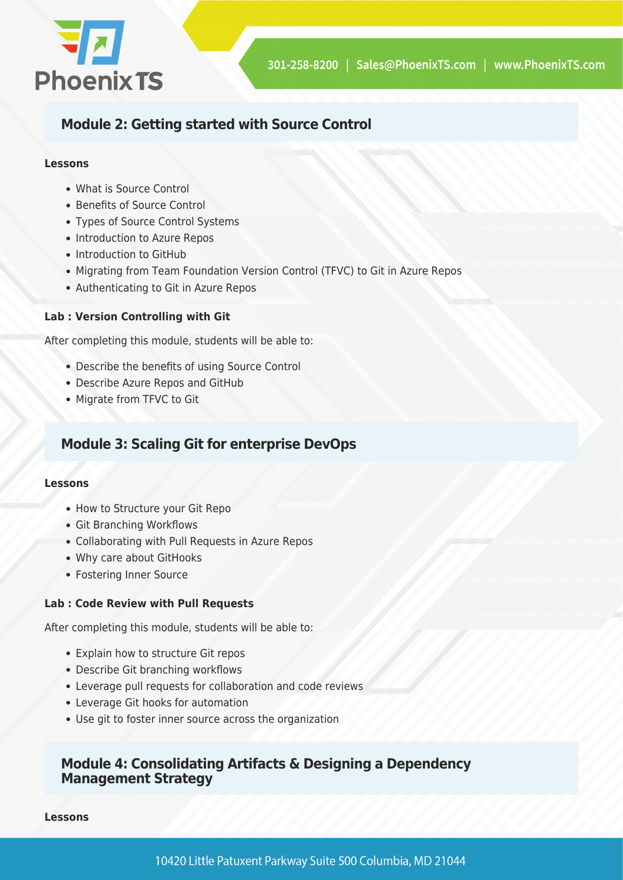## Module 2: Getting started with Source Control

**Lessons**

- What is Source Control
- Benefits of Source Control
- Types of Source Control Systems
- Introduction to Azure Repos
- Introduction to GitHub
- Migrating from Team Foundation Version Control (TFVC) to Git in Azure Repos
- Authenticating to Git in Azure Repos

**Lab : Version Controlling with Git**

After completing this module, students will be able to:

- Describe the benefits of using Source Control
- Describe Azure Repos and GitHub
- Migrate from TFVC to Git

## Module 3: Scaling Git for enterprise DevOps

**Lessons**

- How to Structure your Git Repo
- Git Branching Workflows
- Collaborating with Pull Requests in Azure Repos
- Why care about GitHooks
- Fostering Inner Source

**Lab : Code Review with Pull Requests**

After completing this module, students will be able to:

- Explain how to structure Git repos
- Describe Git branching workflows
- Leverage pull requests for collaboration and code reviews
- Leverage Git hooks for automation
- Use git to foster inner source across the organization

## Module 4: Consolidating Artifacts & Designing a Dependency Management Strategy

**Lessons**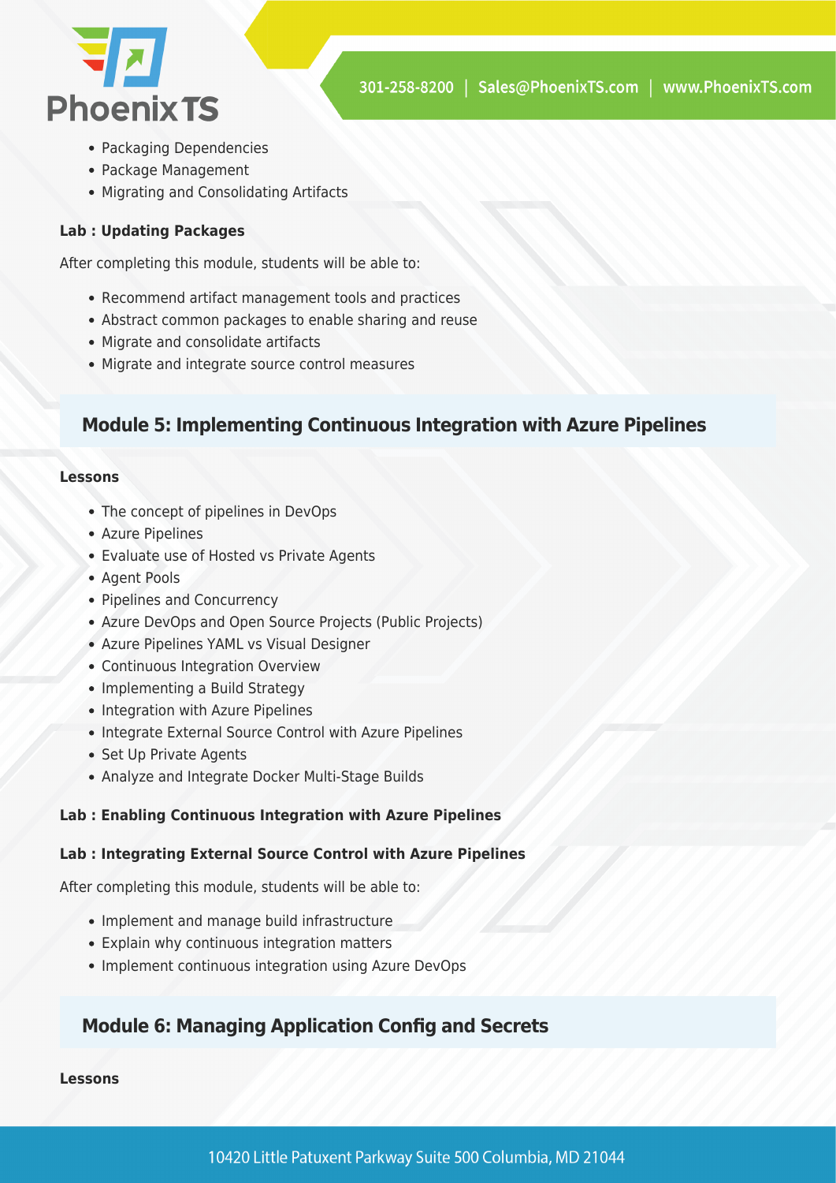- Packaging Dependencies
- Package Management
- Migrating and Consolidating Artifacts

**Lab : Updating Packages**

After completing this module, students will be able to:

- Recommend artifact management tools and practices
- Abstract common packages to enable sharing and reuse
- Migrate and consolidate artifacts
- Migrate and integrate source control measures

## Module 5: Implementing Continuous Integration with Azure Pipelines

**Lessons**

- The concept of pipelines in DevOps
- Azure Pipelines
- Evaluate use of Hosted vs Private Agents
- Agent Pools
- Pipelines and Concurrency
- Azure DevOps and Open Source Projects (Public Projects)
- Azure Pipelines YAML vs Visual Designer
- Continuous Integration Overview
- Implementing a Build Strategy
- Integration with Azure Pipelines
- Integrate External Source Control with Azure Pipelines
- Set Up Private Agents
- Analyze and Integrate Docker Multi-Stage Builds

**Lab : Enabling Continuous Integration with Azure Pipelines**

**Lab : Integrating External Source Control with Azure Pipelines**

After completing this module, students will be able to:

- Implement and manage build infrastructure
- Explain why continuous integration matters
- Implement continuous integration using Azure DevOps

## Module 6: Managing Application Config and Secrets

**Lessons**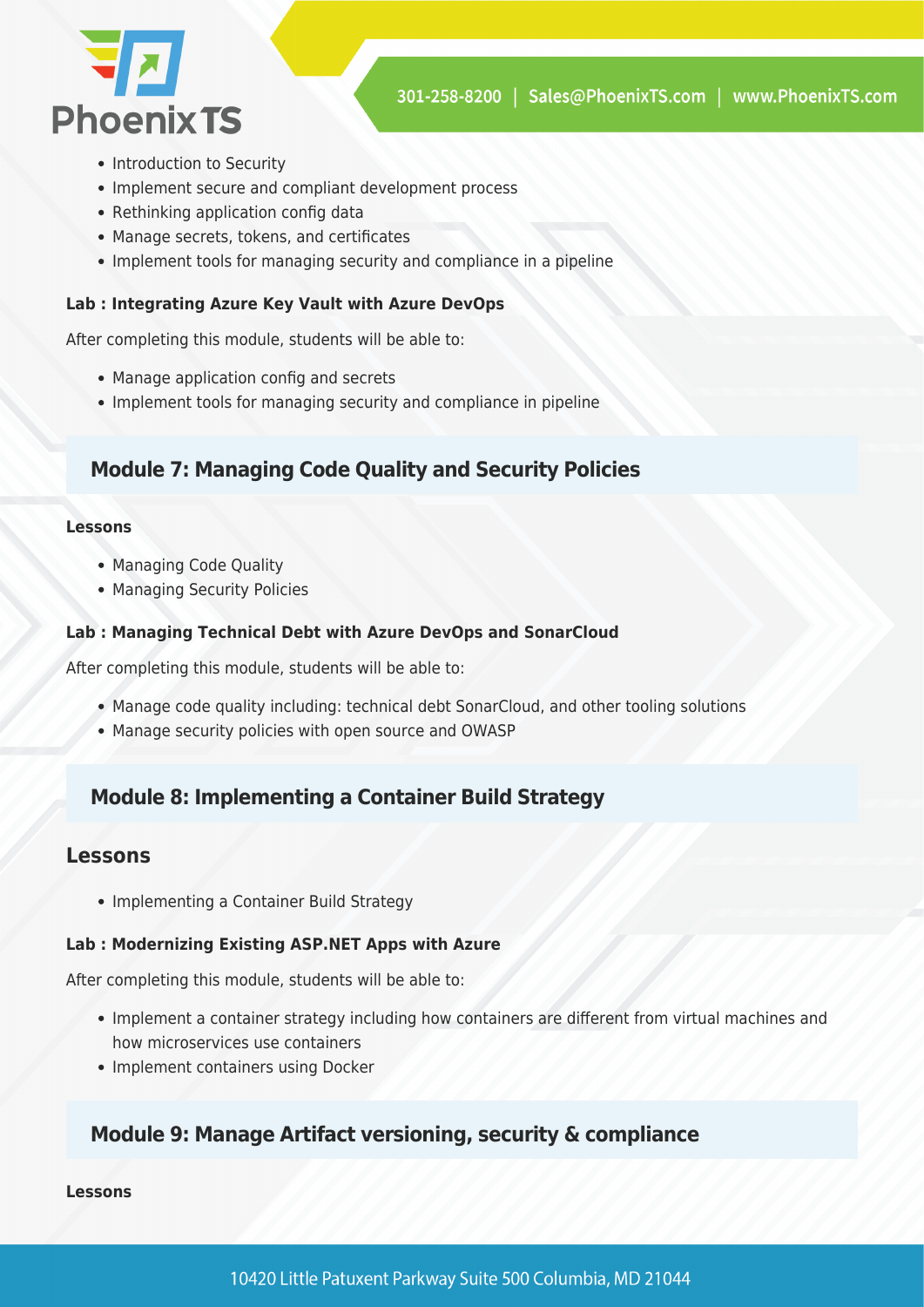- Introduction to Security
- Implement secure and compliant development process
- Rethinking application config data
- Manage secrets, tokens, and certificates
- Implement tools for managing security and compliance in a pipeline

**Lab : Integrating Azure Key Vault with Azure DevOps**

After completing this module, students will be able to:

- Manage application config and secrets
- Implement tools for managing security and compliance in pipeline

## Module 7: Managing Code Quality and Security Policies

**Lessons**

- Managing Code Quality
- Managing Security Policies

**Lab : Managing Technical Debt with Azure DevOps and SonarCloud**

After completing this module, students will be able to:

- Manage code quality including: technical debt SonarCloud, and other tooling solutions
- Manage security policies with open source and OWASP

## Module 8: Implementing a Container Build Strategy

### Lessons

- Implementing a Container Build Strategy

**Lab : Modernizing Existing ASP.NET Apps with Azure**

After completing this module, students will be able to:

- Implement a container strategy including how containers are different from virtual machines and how microservices use containers
- Implement containers using Docker

## Module 9: Manage Artifact versioning, security & compliance

**Lessons**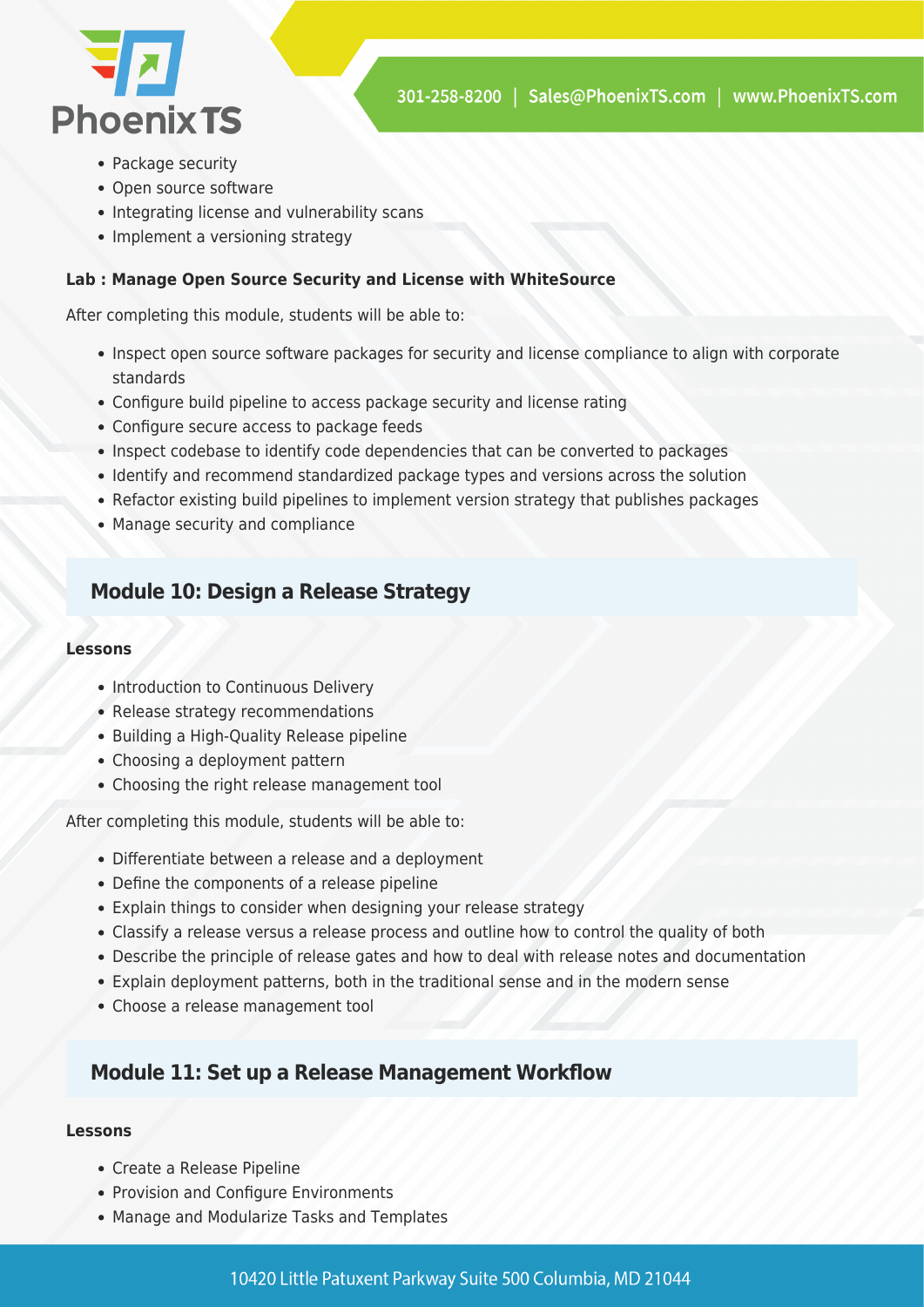- Package security
- Open source software
- Integrating license and vulnerability scans
- Implement a versioning strategy

**Lab : Manage Open Source Security and License with WhiteSource**

After completing this module, students will be able to:

- Inspect open source software packages for security and license compliance to align with corporate standards
- Configure build pipeline to access package security and license rating
- Configure secure access to package feeds
- Inspect codebase to identify code dependencies that can be converted to packages
- Identify and recommend standardized package types and versions across the solution
- Refactor existing build pipelines to implement version strategy that publishes packages
- Manage security and compliance

## Module 10: Design a Release Strategy

**Lessons**

- Introduction to Continuous Delivery
- Release strategy recommendations
- Building a High-Quality Release pipeline
- Choosing a deployment pattern
- Choosing the right release management tool

After completing this module, students will be able to:

- Differentiate between a release and a deployment
- Define the components of a release pipeline
- Explain things to consider when designing your release strategy
- Classify a release versus a release process and outline how to control the quality of both
- Describe the principle of release gates and how to deal with release notes and documentation
- Explain deployment patterns, both in the traditional sense and in the modern sense
- Choose a release management tool

## Module 11: Set up a Release Management Workflow

**Lessons**

- Create a Release Pipeline
- Provision and Configure Environments
- Manage and Modularize Tasks and Templates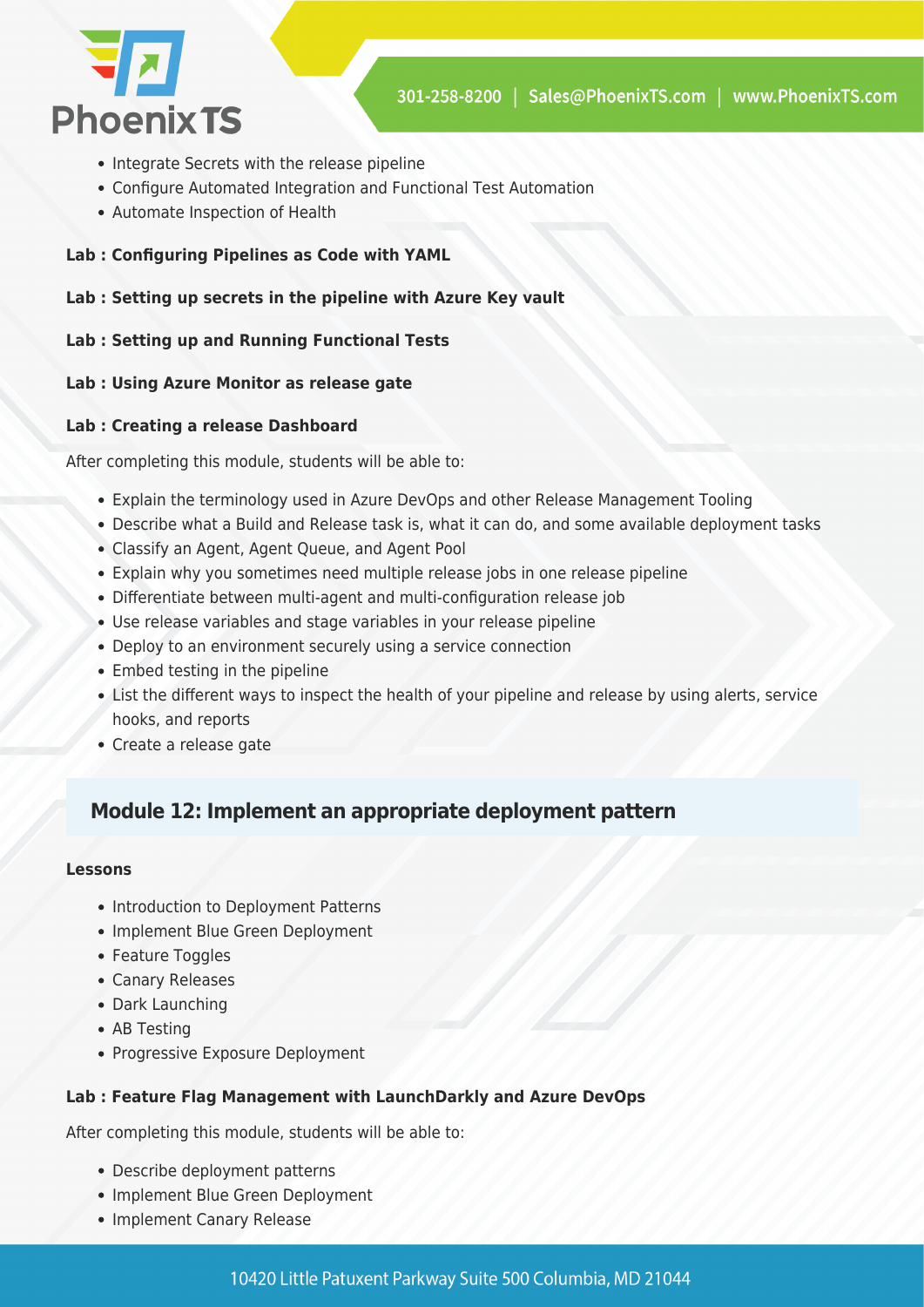- Integrate Secrets with the release pipeline
- Configure Automated Integration and Functional Test Automation
- Automate Inspection of Health

**Lab : Configuring Pipelines as Code with YAML**

**Lab : Setting up secrets in the pipeline with Azure Key vault**

**Lab : Setting up and Running Functional Tests**

**Lab : Using Azure Monitor as release gate**

**Lab : Creating a release Dashboard**

After completing this module, students will be able to:

- Explain the terminology used in Azure DevOps and other Release Management Tooling
- Describe what a Build and Release task is, what it can do, and some available deployment tasks
- Classify an Agent, Agent Queue, and Agent Pool
- Explain why you sometimes need multiple release jobs in one release pipeline
- Differentiate between multi-agent and multi-configuration release job
- Use release variables and stage variables in your release pipeline
- Deploy to an environment securely using a service connection
- Embed testing in the pipeline
- List the different ways to inspect the health of your pipeline and release by using alerts, service hooks, and reports
- Create a release gate

## Module 12: Implement an appropriate deployment pattern

**Lessons**

- Introduction to Deployment Patterns
- Implement Blue Green Deployment
- Feature Toggles
- Canary Releases
- Dark Launching
- AB Testing
- Progressive Exposure Deployment

**Lab : Feature Flag Management with LaunchDarkly and Azure DevOps**

After completing this module, students will be able to:

- Describe deployment patterns
- Implement Blue Green Deployment
- Implement Canary Release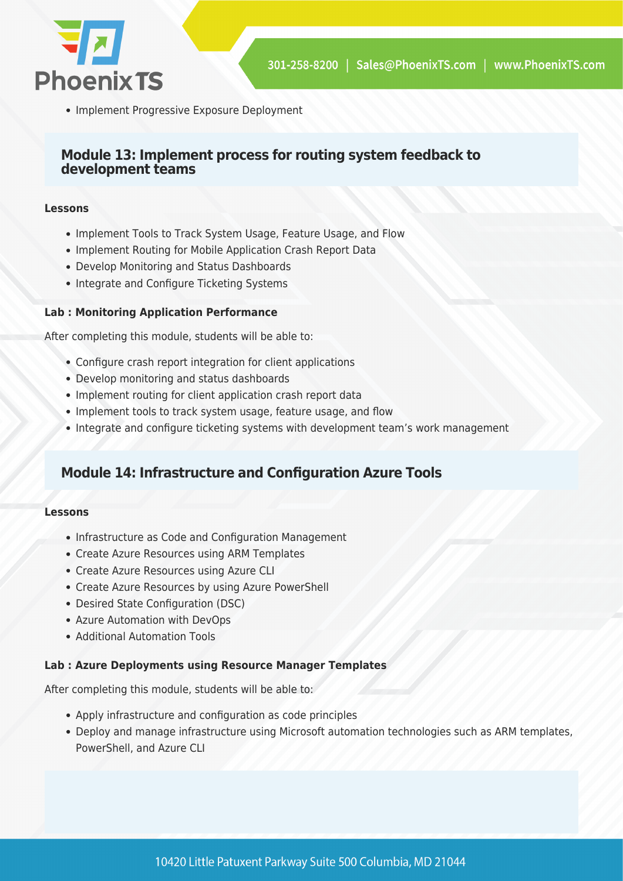- Implement Progressive Exposure Deployment

## Module 13: Implement process for routing system feedback to development teams

**Lessons**

- Implement Tools to Track System Usage, Feature Usage, and Flow
- Implement Routing for Mobile Application Crash Report Data
- Develop Monitoring and Status Dashboards
- Integrate and Configure Ticketing Systems

**Lab : Monitoring Application Performance**

After completing this module, students will be able to:

- Configure crash report integration for client applications
- Develop monitoring and status dashboards
- Implement routing for client application crash report data
- Implement tools to track system usage, feature usage, and flow
- Integrate and configure ticketing systems with development team's work management

## Module 14: Infrastructure and Configuration Azure Tools

**Lessons**

- Infrastructure as Code and Configuration Management
- Create Azure Resources using ARM Templates
- Create Azure Resources using Azure CLI
- Create Azure Resources by using Azure PowerShell
- Desired State Configuration (DSC)
- Azure Automation with DevOps
- Additional Automation Tools

**Lab : Azure Deployments using Resource Manager Templates**

After completing this module, students will be able to:

- Apply infrastructure and configuration as code principles
- Deploy and manage infrastructure using Microsoft automation technologies such as ARM templates, PowerShell, and Azure CLI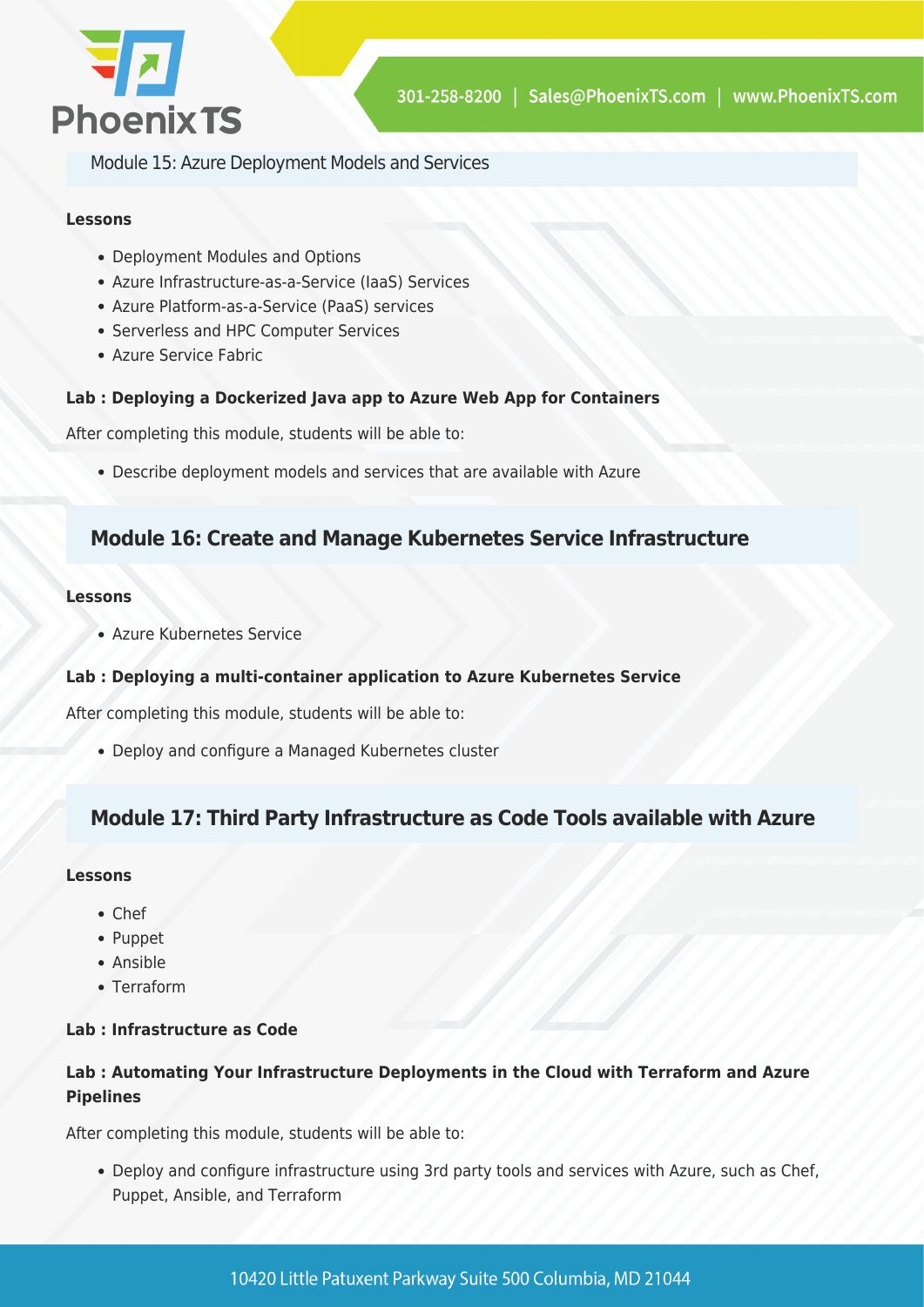## Module 15: Azure Deployment Models and Services

**Lessons**

- Deployment Modules and Options
- Azure Infrastructure-as-a-Service (IaaS) Services
- Azure Platform-as-a-Service (PaaS) services
- Serverless and HPC Computer Services
- Azure Service Fabric

**Lab : Deploying a Dockerized Java app to Azure Web App for Containers**

After completing this module, students will be able to:

- Describe deployment models and services that are available with Azure

## Module 16: Create and Manage Kubernetes Service Infrastructure

**Lessons**

- Azure Kubernetes Service

**Lab : Deploying a multi-container application to Azure Kubernetes Service**

After completing this module, students will be able to:

- Deploy and configure a Managed Kubernetes cluster

## Module 17: Third Party Infrastructure as Code Tools available with Azure

**Lessons**

- Chef
- Puppet
- Ansible
- Terraform

**Lab : Infrastructure as Code**

**Lab : Automating Your Infrastructure Deployments in the Cloud with Terraform and Azure Pipelines**

After completing this module, students will be able to:

- Deploy and configure infrastructure using 3rd party tools and services with Azure, such as Chef, Puppet, Ansible, and Terraform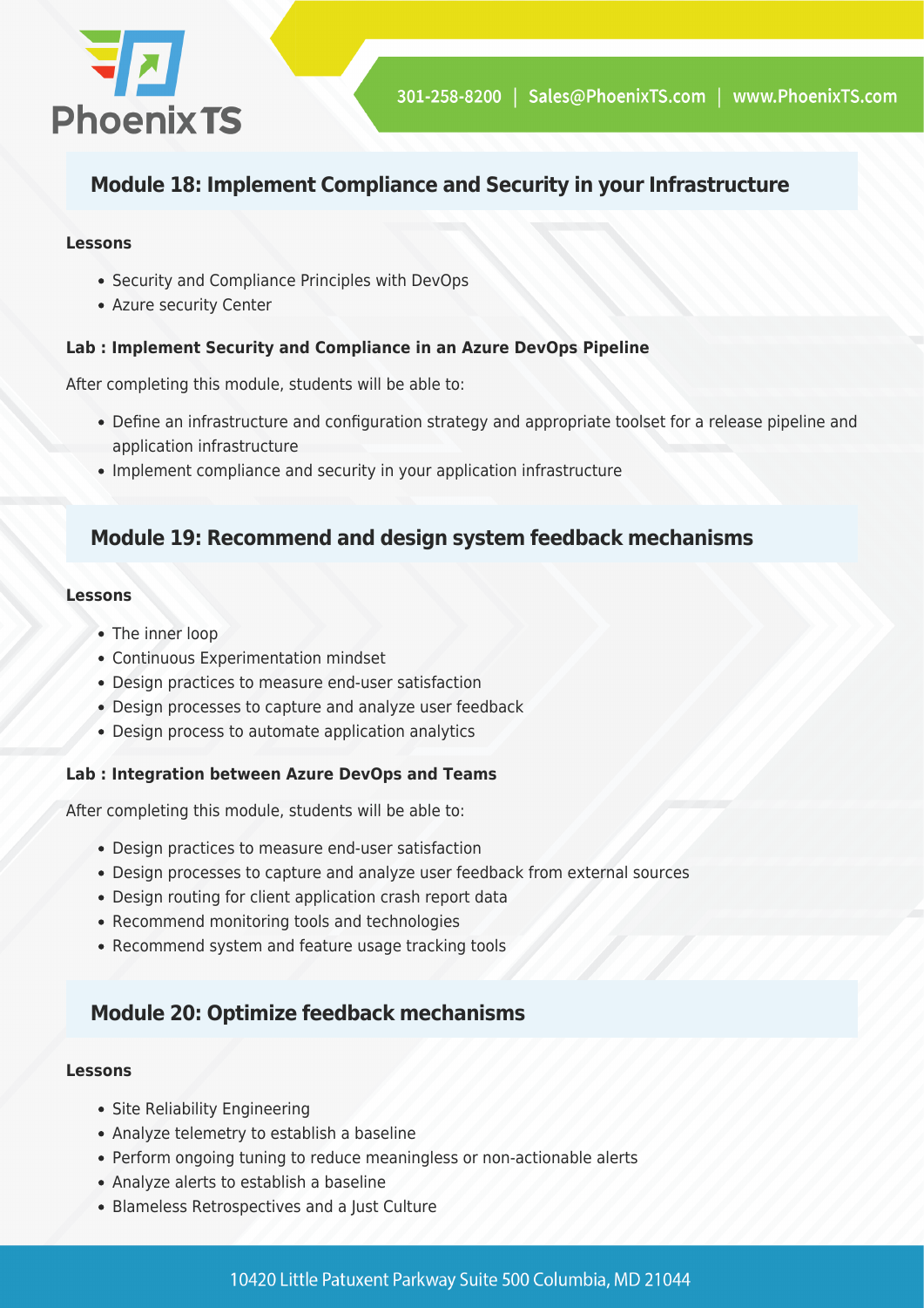## Module 18: Implement Compliance and Security in your Infrastructure

**Lessons**

- Security and Compliance Principles with DevOps
- Azure security Center

**Lab : Implement Security and Compliance in an Azure DevOps Pipeline**

After completing this module, students will be able to:

- Define an infrastructure and configuration strategy and appropriate toolset for a release pipeline and application infrastructure
- Implement compliance and security in your application infrastructure

## Module 19: Recommend and design system feedback mechanisms

**Lessons**

- The inner loop
- Continuous Experimentation mindset
- Design practices to measure end-user satisfaction
- Design processes to capture and analyze user feedback
- Design process to automate application analytics

**Lab : Integration between Azure DevOps and Teams**

After completing this module, students will be able to:

- Design practices to measure end-user satisfaction
- Design processes to capture and analyze user feedback from external sources
- Design routing for client application crash report data
- Recommend monitoring tools and technologies
- Recommend system and feature usage tracking tools

## Module 20: Optimize feedback mechanisms

**Lessons**

- Site Reliability Engineering
- Analyze telemetry to establish a baseline
- Perform ongoing tuning to reduce meaningless or non-actionable alerts
- Analyze alerts to establish a baseline
- Blameless Retrospectives and a Just Culture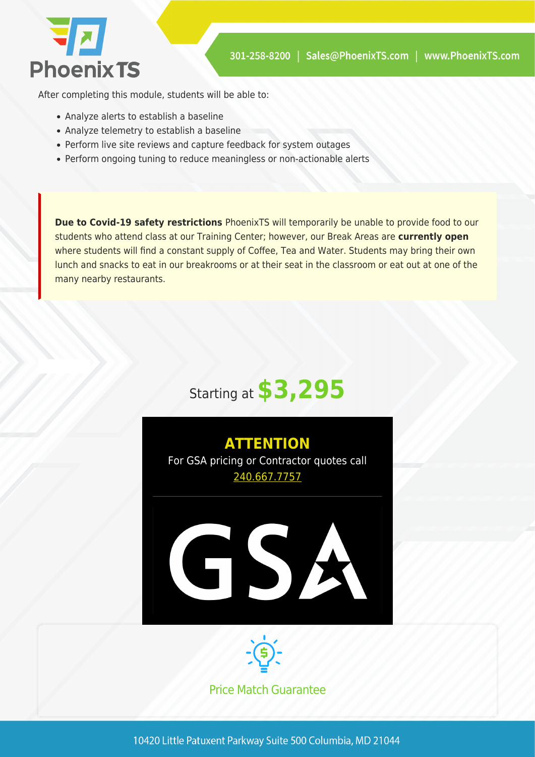After completing this module, students will be able to:

- Analyze alerts to establish a baseline
- Analyze telemetry to establish a baseline
- Perform live site reviews and capture feedback for system outages
- Perform ongoing tuning to reduce meaningless or non-actionable alerts

**Due to Covid-19 safety restrictions** PhoenixTS will temporarily be unable to provide food to our students who attend class at our Training Center; however, our Break Areas are **currently open** where students will find a constant supply of Coffee, Tea and Water. Students may bring their own lunch and snacks to eat in our breakrooms or at their seat in the classroom or eat out at one of the many nearby restaurants.

Starting at **$3,295**

**ATTENTION**

For GSA pricing or Contractor quotes call 240.667.7757

GSA

Price Match Guarantee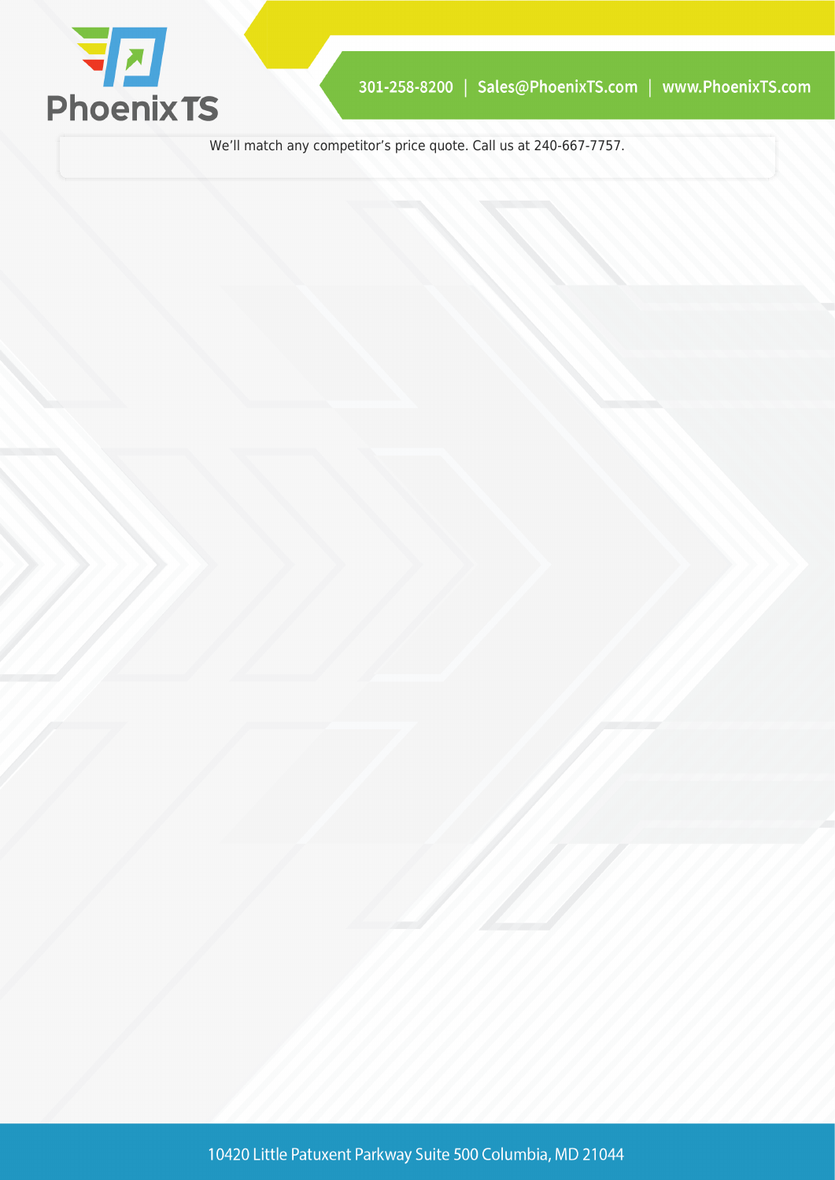We'll match any competitor's price quote. Call us at 240-667-7757.